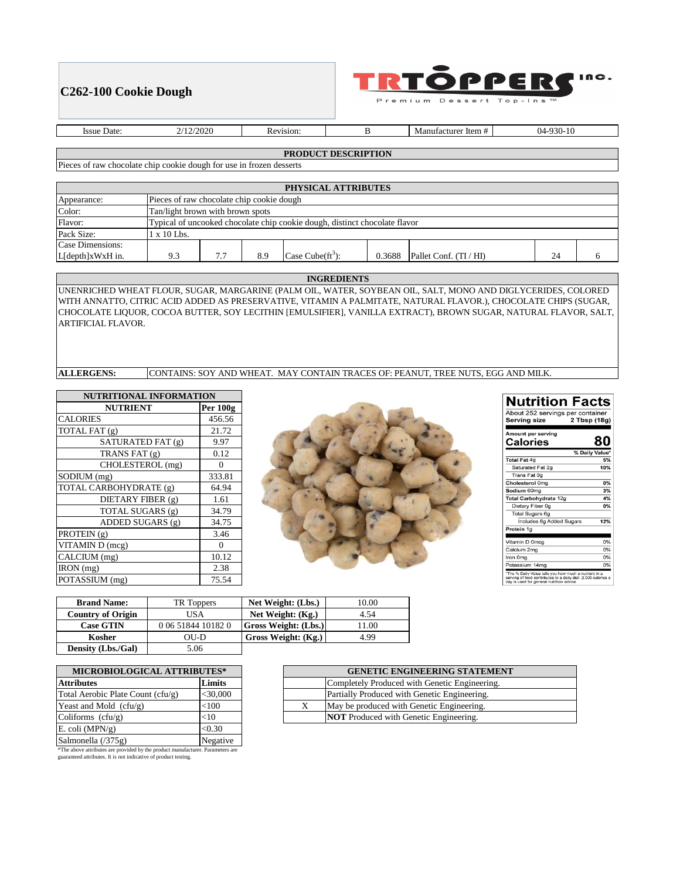# C262-100 Cookie Dough

TRTOPPERS inc.
Premium Dessert Top-Ins ™

| Issue Date: | 2/12/2020 | Revision: | B | Manufacturer Item # | 04-930-10 |
|---|---|---|---|---|---|

## PRODUCT DESCRIPTION

Pieces of raw chocolate chip cookie dough for use in frozen desserts

## PHYSICAL ATTRIBUTES

| | | | | | | | | |
|---|---|---|---|---|---|---|---|---|
| Appearance: | Pieces of raw chocolate chip cookie dough | | | | | | | |
| Color: | Tan/light brown with brown spots | | | | | | | |
| Flavor: | Typical of uncooked chocolate chip cookie dough, distinct chocolate flavor | | | | | | | |
| Pack Size: | 1 x 10 Lbs. | | | | | | | |
| Case Dimensions: L[depth]xWxH in. | 9.3 | 7.7 | 8.9 | Case Cube($ft^3$): | 0.3688 | Pallet Conf. (TI / HI) | 24 | 6 |

## INGREDIENTS

UNENRICHED WHEAT FLOUR, SUGAR, MARGARINE (PALM OIL, WATER, SOYBEAN OIL, SALT, MONO AND DIGLYCERIDES, COLORED WITH ANNATTO, CITRIC ACID ADDED AS PRESERVATIVE, VITAMIN A PALMITATE, NATURAL FLAVOR.), CHOCOLATE CHIPS (SUGAR, CHOCOLATE LIQUOR, COCOA BUTTER, SOY LECITHIN [EMULSIFIER], VANILLA EXTRACT), BROWN SUGAR, NATURAL FLAVOR, SALT, ARTIFICIAL FLAVOR.

**ALLERGENS:** CONTAINS: SOY AND WHEAT. MAY CONTAIN TRACES OF: PEANUT, TREE NUTS, EGG AND MILK.

| NUTRITIONAL INFORMATION | |
|---|---|
| **NUTRIENT** | **Per 100g** |
| CALORIES | 456.56 |
| TOTAL FAT (g) | 21.72 |
| SATURATED FAT (g) | 9.97 |
| TRANS FAT (g) | 0.12 |
| CHOLESTEROL (mg) | 0 |
| SODIUM (mg) | 333.81 |
| TOTAL CARBOHYDRATE (g) | 64.94 |
| DIETARY FIBER (g) | 1.61 |
| TOTAL SUGARS (g) | 34.79 |
| ADDED SUGARS (g) | 34.75 |
| PROTEIN (g) | 3.46 |
| VITAMIN D (mcg) | 0 |
| CALCIUM (mg) | 10.12 |
| IRON (mg) | 2.38 |
| POTASSIUM (mg) | 75.54 |

**Nutrition Facts**

About 252 servings per container
Serving size 2 Tbsp (18g)

| Amount per serving | |
|---|---|
| **Calories** | **80** |
| | % Daily Value* |
| Total Fat 4g | 5% |
| Saturated Fat 2g | 10% |
| Trans Fat 0g | |
| Cholesterol 0mg | 0% |
| Sodium 60mg | 3% |
| Total Carbohydrate 12g | 4% |
| Dietary Fiber 0g | 0% |
| Total Sugars 6g | |
| Includes 6g Added Sugars | 12% |
| Protein 1g | |
| Vitamin D 0mcg | 0% |
| Calcium 2mg | 0% |
| Iron 0mg | 0% |
| Potassium 14mg | 0% |

*The % Daily Value tells you how much a nutrient in a serving of food contributes to a daily diet. 2,000 calories a day is used for general nutrition advice.

| **Brand Name:** | TR Toppers | **Net Weight: (Lbs.)** | 10.00 |
|---|---|---|---|
| **Country of Origin** | USA | **Net Weight: (Kg.)** | 4.54 |
| **Case GTIN** | 0 06 51844 10182 0 | **Gross Weight: (Lbs.)** | 11.00 |
| **Kosher** | OU-D | **Gross Weight: (Kg.)** | 4.99 |
| **Density (Lbs./Gal)** | 5.06 | | |

| MICROBIOLOGICAL ATTRIBUTES* | |
|---|---|
| **Attributes** | **Limits** |
| Total Aerobic Plate Count (cfu/g) | <30,000 |
| Yeast and Mold (cfu/g) | <100 |
| Coliforms (cfu/g) | <10 |
| E. coli (MPN/g) | <0.30 |
| Salmonella (/375g) | Negative |

*The above attributes are provided by the product manufacturer. Parameters are guaranteed attributes. It is not indicative of product testing.

| GENETIC ENGINEERING STATEMENT | |
|---|---|
| | Completely Produced with Genetic Engineering. |
| | Partially Produced with Genetic Engineering. |
| X | May be produced with Genetic Engineering. |
| | **NOT** Produced with Genetic Engineering. |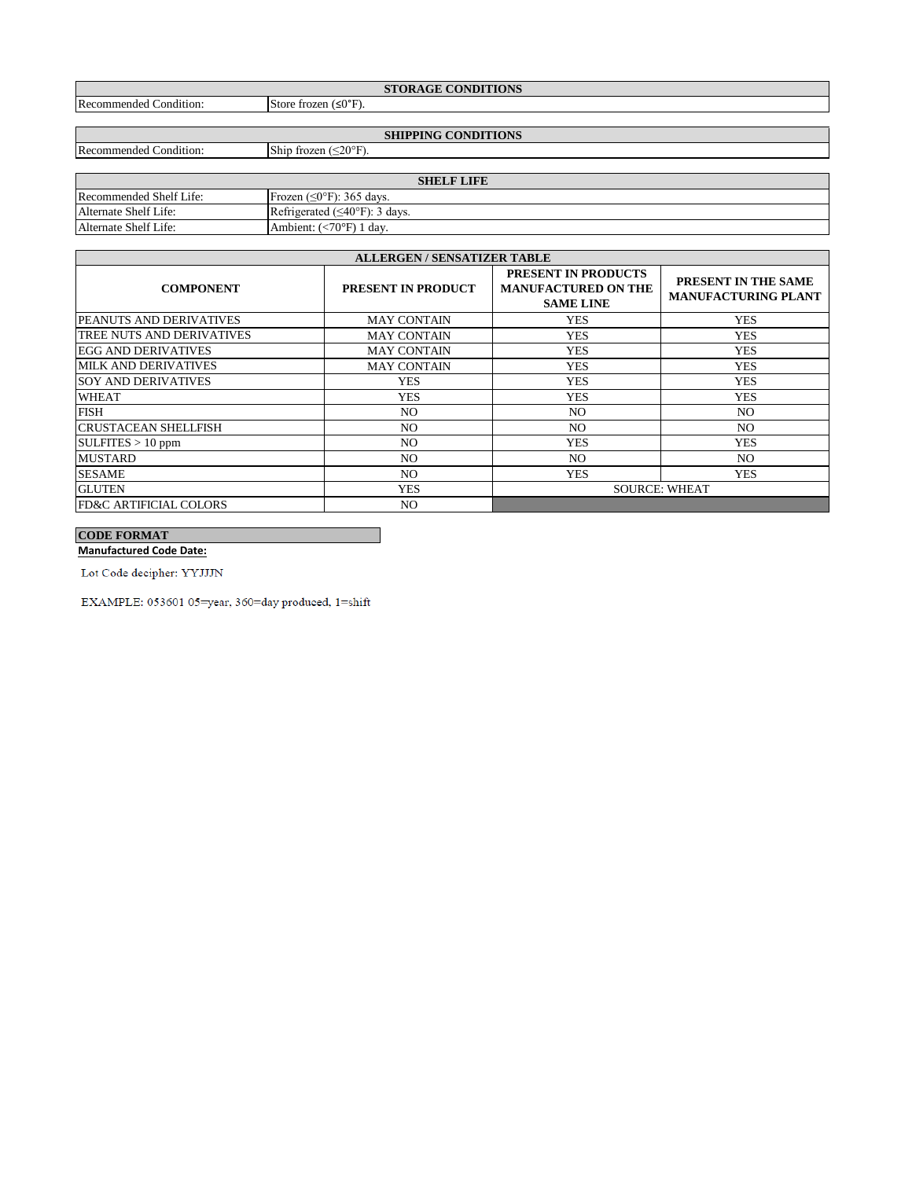| STORAGE CONDITIONS | |
|---|---|
| Recommended Condition: | Store frozen (≤0°F). |

| SHIPPING CONDITIONS | |
|---|---|
| Recommended Condition: | Ship frozen (≤20°F). |

| SHELF LIFE | |
|---|---|
| Recommended Shelf Life: | Frozen (≤0°F): 365 days. |
| Alternate Shelf Life: | Refrigerated (≤40°F): 3 days. |
| Alternate Shelf Life: | Ambient: (<70°F) 1 day. |

| ALLERGEN / SENSATIZER TABLE | | | |
|---|---|---|---|
| **COMPONENT** | **PRESENT IN PRODUCT** | **PRESENT IN PRODUCTS MANUFACTURED ON THE SAME LINE** | **PRESENT IN THE SAME MANUFACTURING PLANT** |
| PEANUTS AND DERIVATIVES | MAY CONTAIN | YES | YES |
| TREE NUTS AND DERIVATIVES | MAY CONTAIN | YES | YES |
| EGG AND DERIVATIVES | MAY CONTAIN | YES | YES |
| MILK AND DERIVATIVES | MAY CONTAIN | YES | YES |
| SOY AND DERIVATIVES | YES | YES | YES |
| WHEAT | YES | YES | YES |
| FISH | NO | NO | NO |
| CRUSTACEAN SHELLFISH | NO | NO | NO |
| SULFITES > 10 ppm | NO | YES | YES |
| MUSTARD | NO | NO | NO |
| SESAME | NO | YES | YES |
| GLUTEN | YES | SOURCE: WHEAT | |
| FD&C ARTIFICIAL COLORS | NO | | |

**CODE FORMAT**

**Manufactured Code Date:**

Lot Code decipher: YYJJJN

EXAMPLE: 053601 05=year, 360=day produced, 1=shift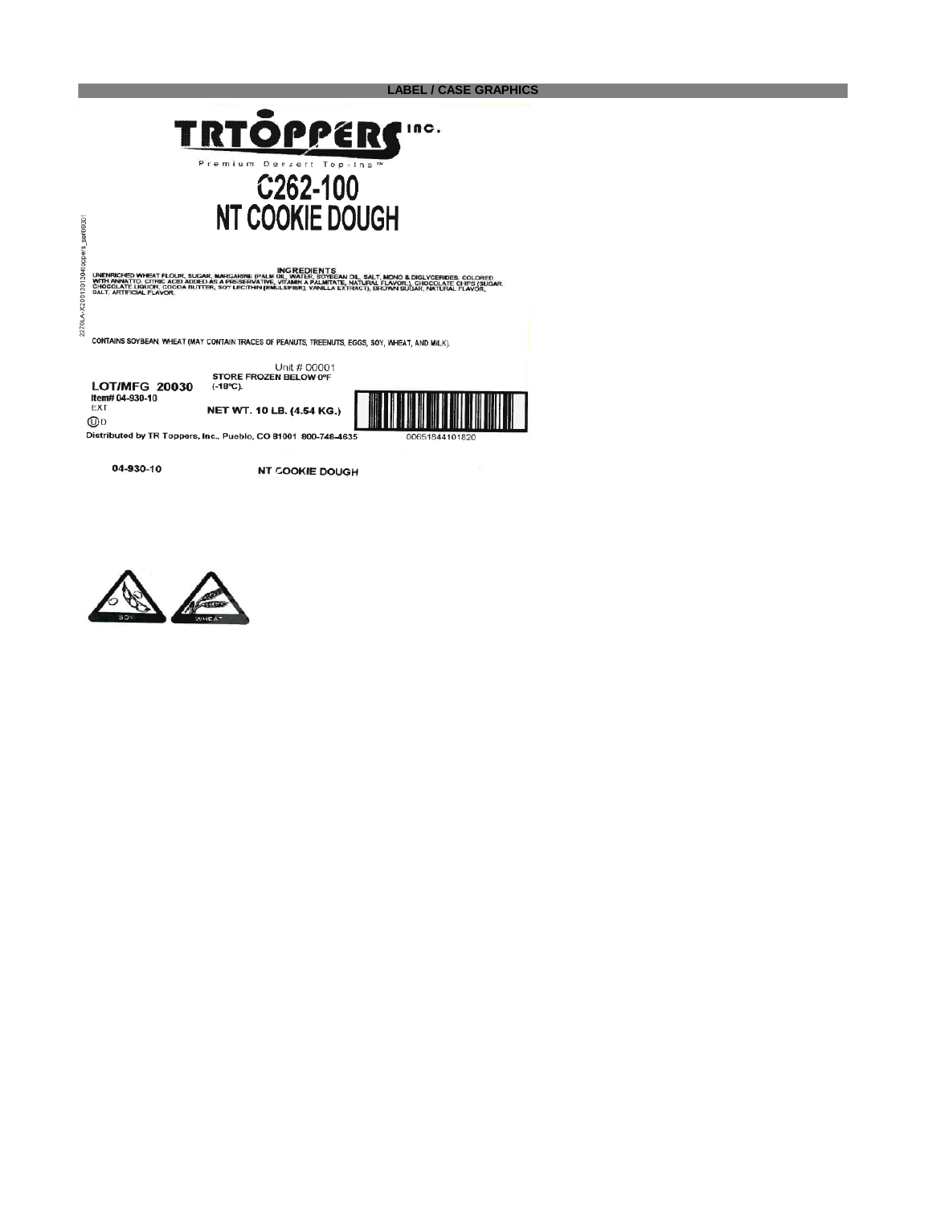## LABEL / CASE GRAPHICS

TRTOPPERS Inc.

Premium Dessert Top-Ins™

# C262-100
# NT COOKIE DOUGH

2270LA-X20013013040oppers_ser00001

**INGREDIENTS**

UNENRICHED WHEAT FLOUR, SUGAR, MARGARINE (PALM OIL, WATER, SOYBEAN OIL, SALT, MONO & DIGLYCERIDES, COLORED WITH ANNATTO, CITRIC ACID ADDED AS A PRESERVATIVE, VITAMIN A PALMITATE, NATURAL FLAVOR), CHOCOLATE CHIPS (SUGAR, CHOCOLATE LIQUOR, COCOA BUTTER, SOY LECITHIN (EMULSIFIER), VANILLA EXTRACT), BROWN SUGAR, NATURAL FLAVOR, SALT, ARTIFICIAL FLAVOR.

CONTAINS SOYBEAN, WHEAT (MAY CONTAIN TRACES OF PEANUTS, TREENUTS, EGGS, SOY, WHEAT, AND MILK).

Unit # 00001

**STORE FROZEN BELOW 0ºF (-18ºC).**

**LOT/MFG 20030**

**Item# 04-930-10**

EXT

ⓊD

**NET WT. 10 LB. (4.54 KG.)**

00651844101820

Distributed by TR Toppers, Inc., Pueblo, CO 81001 800-748-4635

**04-930-10** **NT COOKIE DOUGH**

SOY WHEAT